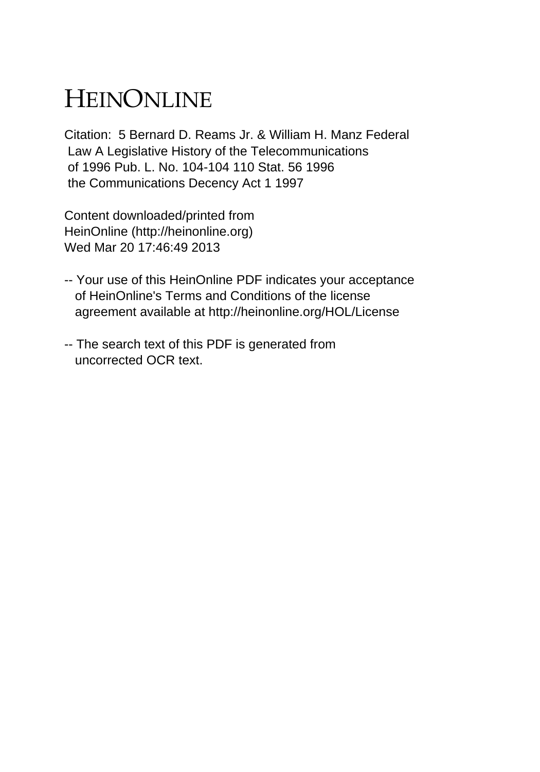# HEINONLINE

Citation: 5 Bernard D. Reams Jr. & William H. Manz Federal Law A Legislative History of the Telecommunications of 1996 Pub. L. No. 104-104 110 Stat. 56 1996 the Communications Decency Act 1 1997

Content downloaded/printed from HeinOnline (http://heinonline.org) Wed Mar 20 17:46:49 2013

-- Your use of this HeinOnline PDF indicates your acceptance of HeinOnline's Terms and Conditions of the license agreement available at http://heinonline.org/HOL/License

-- The search text of this PDF is generated from uncorrected OCR text.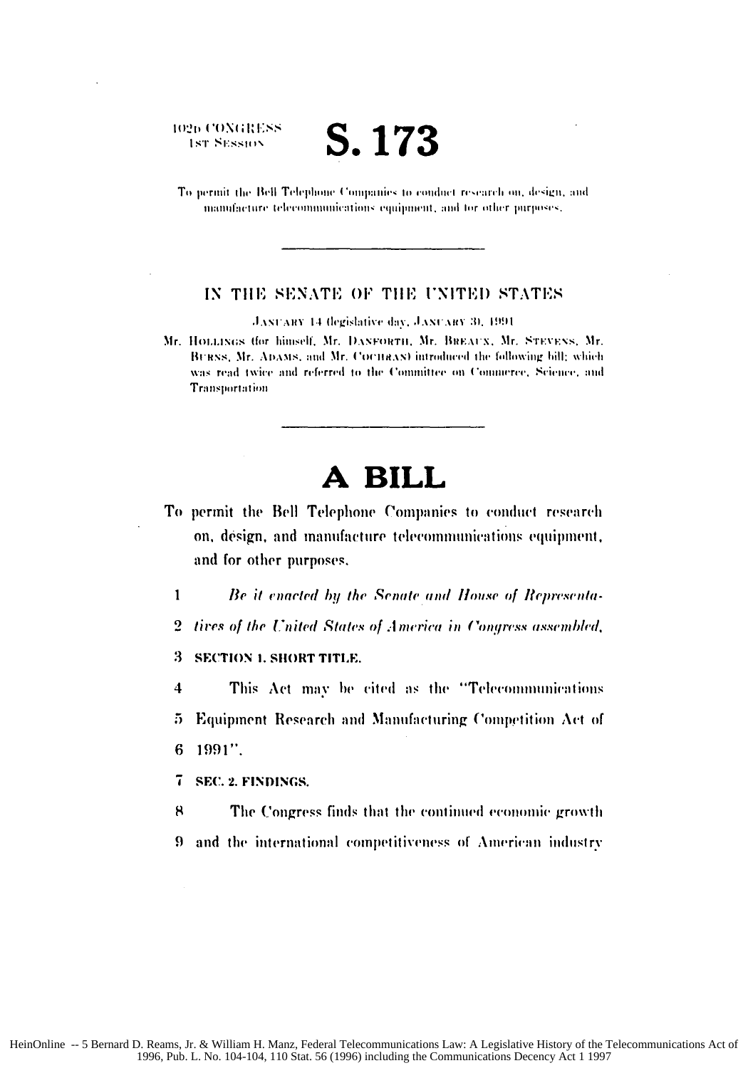102D CONGRESS
1ST SESSION

# S. 173

To permit the Bell Telephone Companies to conduct research on, design, and manufacture telecommunications equipment, and for other purposes.

---

IN THE SENATE OF THE UNITED STATES

JANUARY 14 (legislative day, JANUARY 3), 1991

Mr. HOLLINGS (for himself, Mr. DANFORTH, Mr. BREAUX, Mr. STEVENS, Mr. BURNS, Mr. ADAMS, and Mr. COCHRAN) introduced the following bill; which was read twice and referred to the Committee on Commerce, Science, and Transportation

---

# A BILL

To permit the Bell Telephone Companies to conduct research on, design, and manufacture telecommunications equipment, and for other purposes.

1 *Be it enacted by the Senate and House of Representa-*
2 *tives of the United States of America in Congress assembled,*
3 **SECTION 1. SHORT TITLE.**
4 This Act may be cited as the "Telecommunications
5 Equipment Research and Manufacturing Competition Act of
6 1991".
7 **SEC. 2. FINDINGS.**
8 The Congress finds that the continued economic growth
9 and the international competitiveness of American industry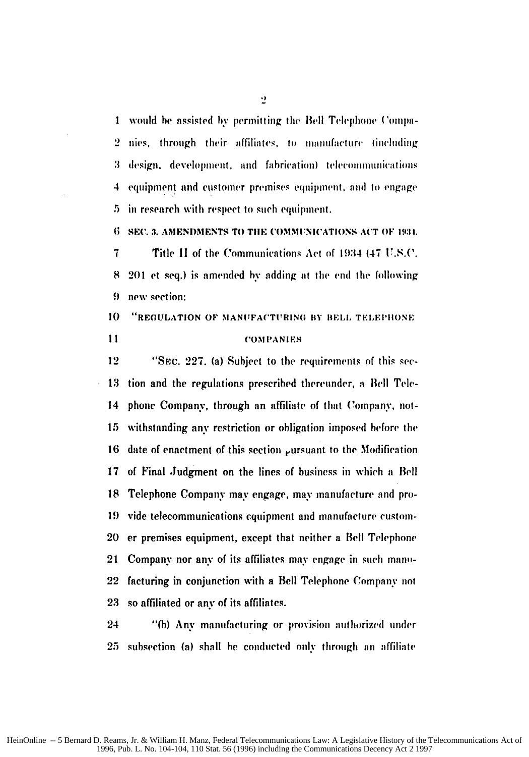would be assisted by permitting the Bell Telephone Companies, through their affiliates, to manufacture (including design, development, and fabrication) telecommunications equipment and customer premises equipment, and to engage in research with respect to such equipment.

**SEC. 3. AMENDMENTS TO THE COMMUNICATIONS ACT OF 1934.**

Title II of the Communications Act of 1934 (47 U.S.C. 201 et seq.) is amended by adding at the end the following new section:

"REGULATION OF MANUFACTURING BY BELL TELEPHONE COMPANIES

"SEC. 227. (a) Subject to the requirements of this section and the regulations prescribed thereunder, a Bell Telephone Company, through an affiliate of that Company, notwithstanding any restriction or obligation imposed before the date of enactment of this section pursuant to the Modification of Final Judgment on the lines of business in which a Bell Telephone Company may engage, may manufacture and provide telecommunications equipment and manufacture customer premises equipment, except that neither a Bell Telephone Company nor any of its affiliates may engage in such manufacturing in conjunction with a Bell Telephone Company not so affiliated or any of its affiliates.

"(b) Any manufacturing or provision authorized under subsection (a) shall be conducted only through an affiliate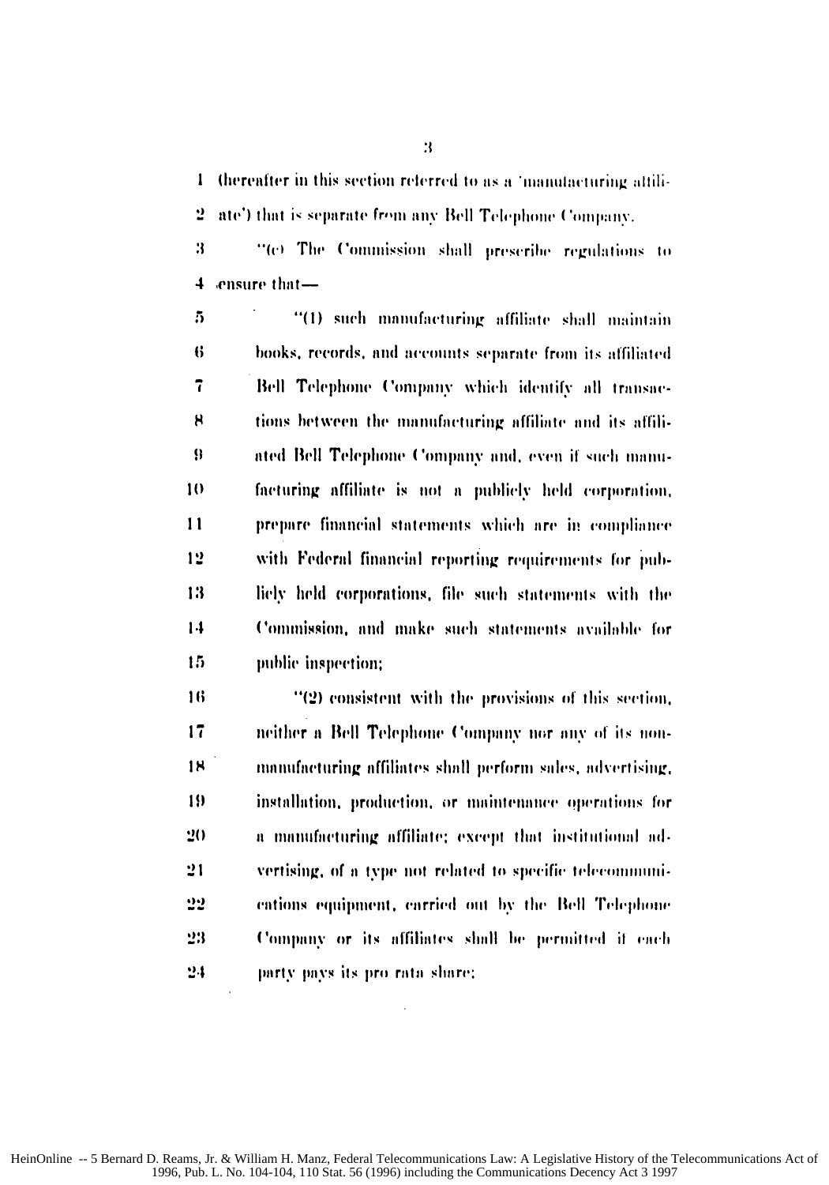(hereafter in this section referred to as a 'manufacturing affiliate') that is separate from any Bell Telephone Company.

"(c) The Commission shall prescribe regulations to ensure that—

"(1) such manufacturing affiliate shall maintain books, records, and accounts separate from its affiliated Bell Telephone Company which identify all transactions between the manufacturing affiliate and its affiliated Bell Telephone Company and, even if such manufacturing affiliate is not a publicly held corporation, prepare financial statements which are in compliance with Federal financial reporting requirements for publicly held corporations, file such statements with the Commission, and make such statements available for public inspection;

"(2) consistent with the provisions of this section, neither a Bell Telephone Company nor any of its nonmanufacturing affiliates shall perform sales, advertising, installation, production, or maintenance operations for a manufacturing affiliate; except that institutional advertising, of a type not related to specific telecommunications equipment, carried out by the Bell Telephone Company or its affiliates shall be permitted if each party pays its pro rata share;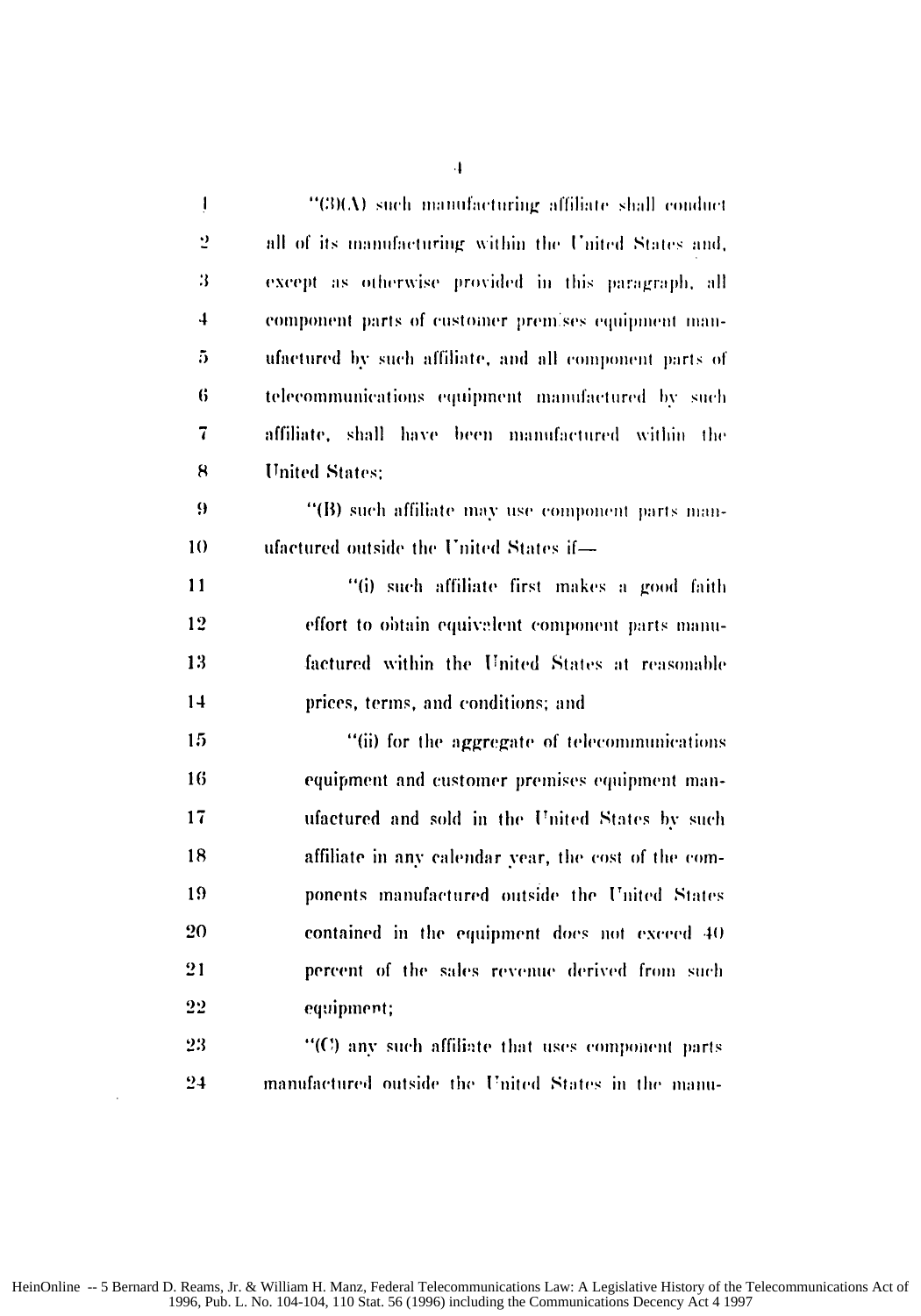"(3)(A) such manufacturing affiliate shall conduct all of its manufacturing within the United States and, except as otherwise provided in this paragraph, all component parts of customer premises equipment manufactured by such affiliate, and all component parts of telecommunications equipment manufactured by such affiliate, shall have been manufactured within the United States;

"(B) such affiliate may use component parts manufactured outside the United States if—

"(i) such affiliate first makes a good faith effort to obtain equivalent component parts manufactured within the United States at reasonable prices, terms, and conditions; and

"(ii) for the aggregate of telecommunications equipment and customer premises equipment manufactured and sold in the United States by such affiliate in any calendar year, the cost of the components manufactured outside the United States contained in the equipment does not exceed 40 percent of the sales revenue derived from such equipment;

"(C) any such affiliate that uses component parts manufactured outside the United States in the manu-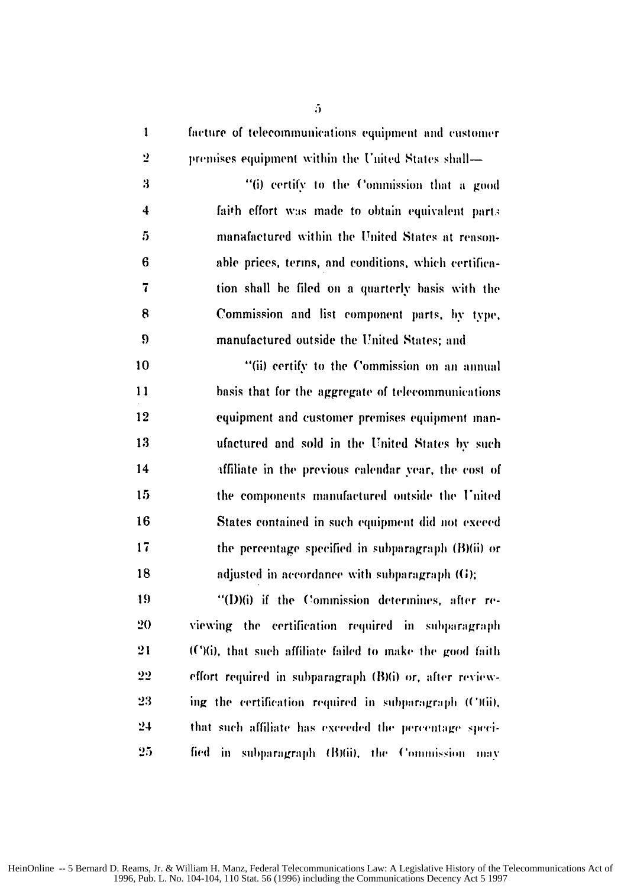facture of telecommunications equipment and customer premises equipment within the United States shall—

"(i) certify to the Commission that a good faith effort was made to obtain equivalent parts manufactured within the United States at reasonable prices, terms, and conditions, which certification shall be filed on a quarterly basis with the Commission and list component parts, by type, manufactured outside the United States; and

"(ii) certify to the Commission on an annual basis that for the aggregate of telecommunications equipment and customer premises equipment manufactured and sold in the United States by such affiliate in the previous calendar year, the cost of the components manufactured outside the United States contained in such equipment did not exceed the percentage specified in subparagraph (B)(ii) or adjusted in accordance with subparagraph (G);

"(D)(i) if the Commission determines, after reviewing the certification required in subparagraph (C)(i), that such affiliate failed to make the good faith effort required in subparagraph (B)(i) or, after reviewing the certification required in subparagraph (C)(ii), that such affiliate has exceeded the percentage specified in subparagraph (B)(ii), the Commission may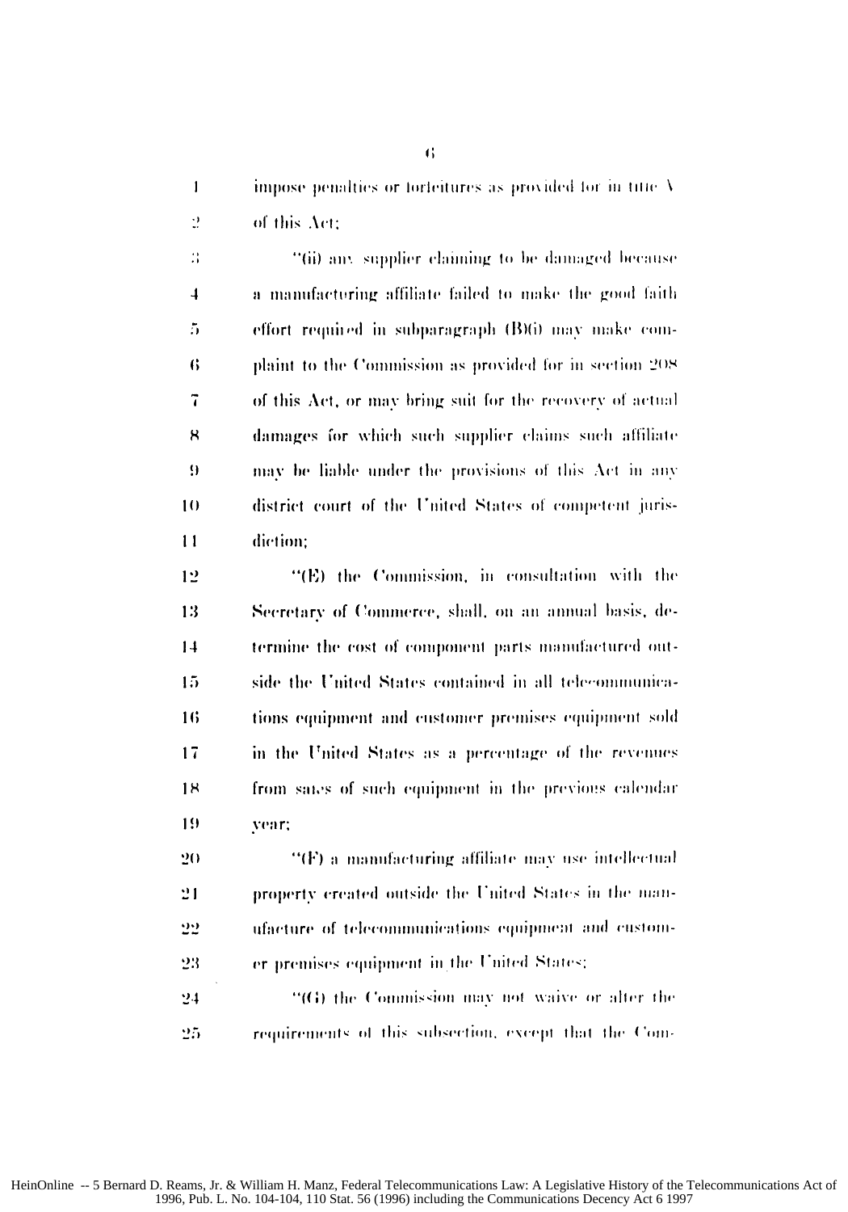impose penalties or forfeitures as provided for in title V of this Act;

"(ii) any supplier claiming to be damaged because a manufacturing affiliate failed to make the good faith effort required in subparagraph (B)(i) may make complaint to the Commission as provided for in section 208 of this Act, or may bring suit for the recovery of actual damages for which such supplier claims such affiliate may be liable under the provisions of this Act in any district court of the United States of competent jurisdiction;

"(E) the Commission, in consultation with the Secretary of Commerce, shall, on an annual basis, determine the cost of component parts manufactured outside the United States contained in all telecommunications equipment and customer premises equipment sold in the United States as a percentage of the revenues from sales of such equipment in the previous calendar year;

"(F) a manufacturing affiliate may use intellectual property created outside the United States in the manufacture of telecommunications equipment and customer premises equipment in the United States;

"(G) the Commission may not waive or alter the requirements of this subsection, except that the Com-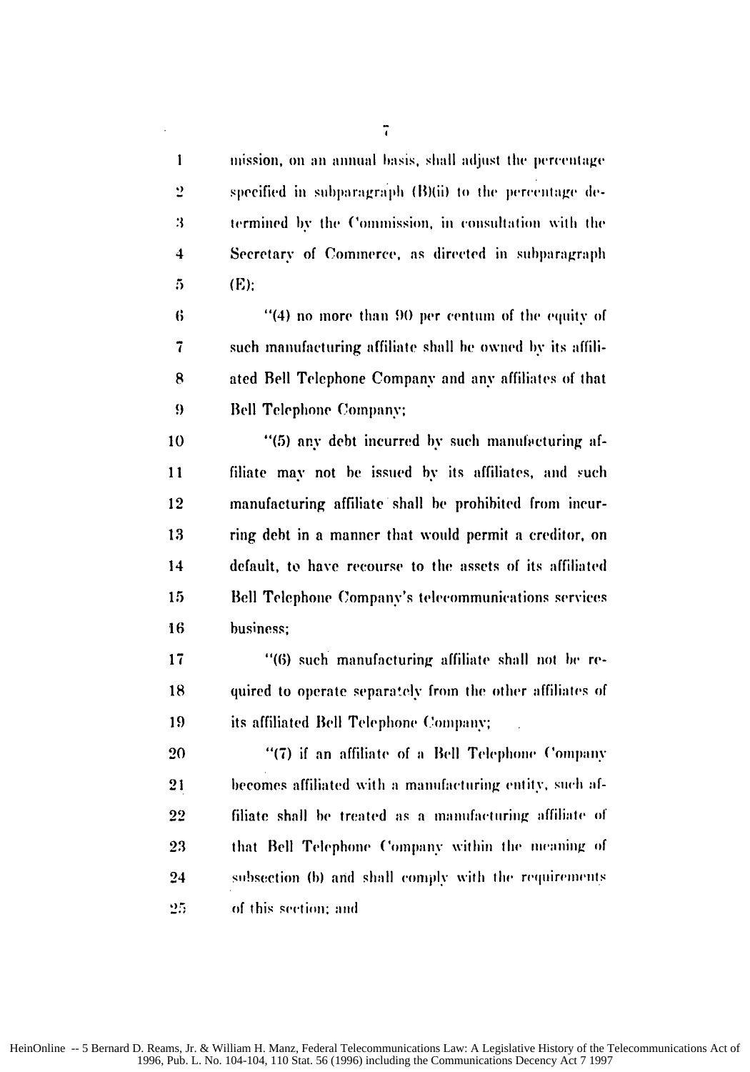mission, on an annual basis, shall adjust the percentage specified in subparagraph (B)(ii) to the percentage determined by the Commission, in consultation with the Secretary of Commerce, as directed in subparagraph (E);

"(4) no more than 90 per centum of the equity of such manufacturing affiliate shall be owned by its affiliated Bell Telephone Company and any affiliates of that Bell Telephone Company;

"(5) any debt incurred by such manufacturing affiliate may not be issued by its affiliates, and such manufacturing affiliate shall be prohibited from incurring debt in a manner that would permit a creditor, on default, to have recourse to the assets of its affiliated Bell Telephone Company's telecommunications services business;

"(6) such manufacturing affiliate shall not be required to operate separately from the other affiliates of its affiliated Bell Telephone Company;

"(7) if an affiliate of a Bell Telephone Company becomes affiliated with a manufacturing entity, such affiliate shall be treated as a manufacturing affiliate of that Bell Telephone Company within the meaning of subsection (b) and shall comply with the requirements of this section; and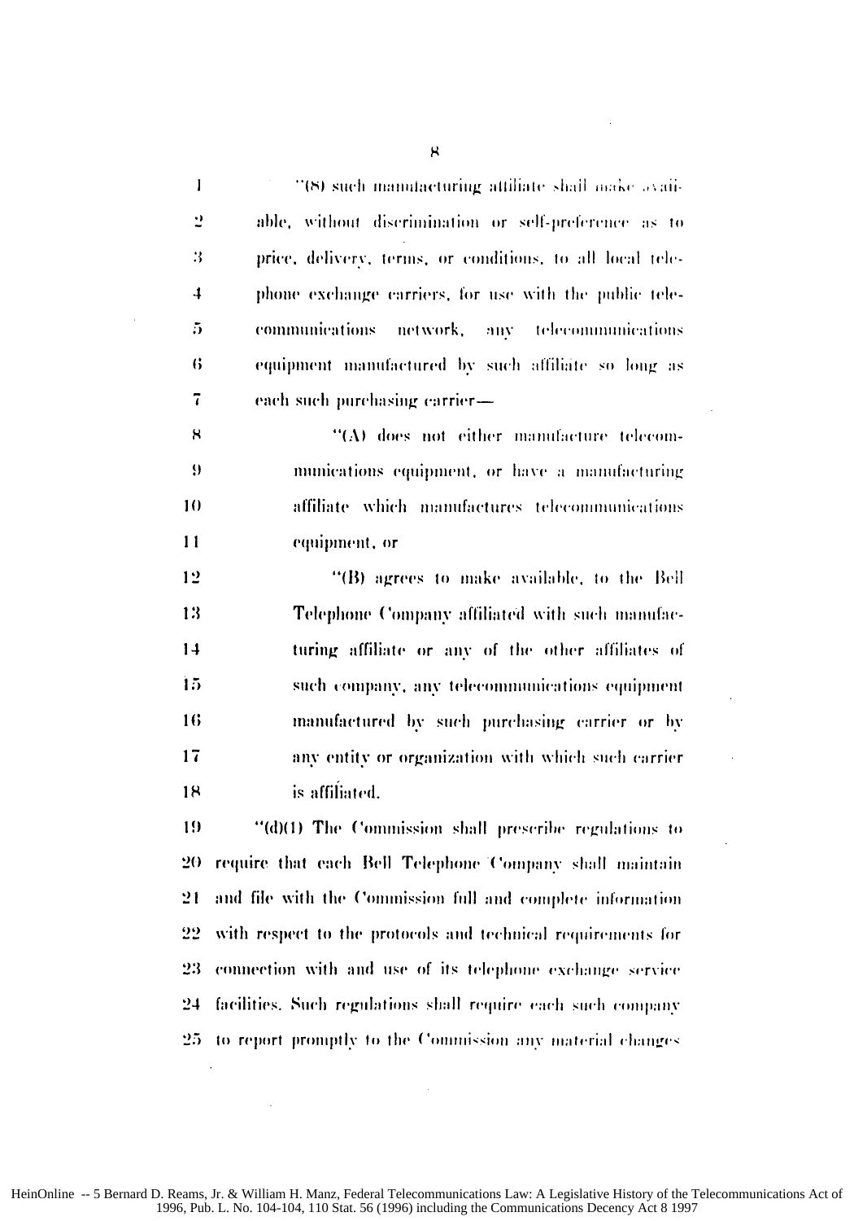"(8) such manufacturing affiliate shall make available, without discrimination or self-preference as to price, delivery, terms, or conditions, to all local telephone exchange carriers, for use with the public telecommunications network, any telecommunications equipment manufactured by such affiliate so long as each such purchasing carrier—

"(A) does not either manufacture telecommunications equipment, or have a manufacturing affiliate which manufactures telecommunications equipment, or

"(B) agrees to make available, to the Bell Telephone Company affiliated with such manufacturing affiliate or any of the other affiliates of such company, any telecommunications equipment manufactured by such purchasing carrier or by any entity or organization with which such carrier is affiliated.

"(d)(1) The Commission shall prescribe regulations to require that each Bell Telephone Company shall maintain and file with the Commission full and complete information with respect to the protocols and technical requirements for connection with and use of its telephone exchange service facilities. Such regulations shall require each such company to report promptly to the Commission any material changes

HeinOnline -- 5 Bernard D. Reams, Jr. & William H. Manz, Federal Telecommunications Law: A Legislative History of the Telecommunications Act of 1996, Pub. L. No. 104-104, 110 Stat. 56 (1996) including the Communications Decency Act 8 1997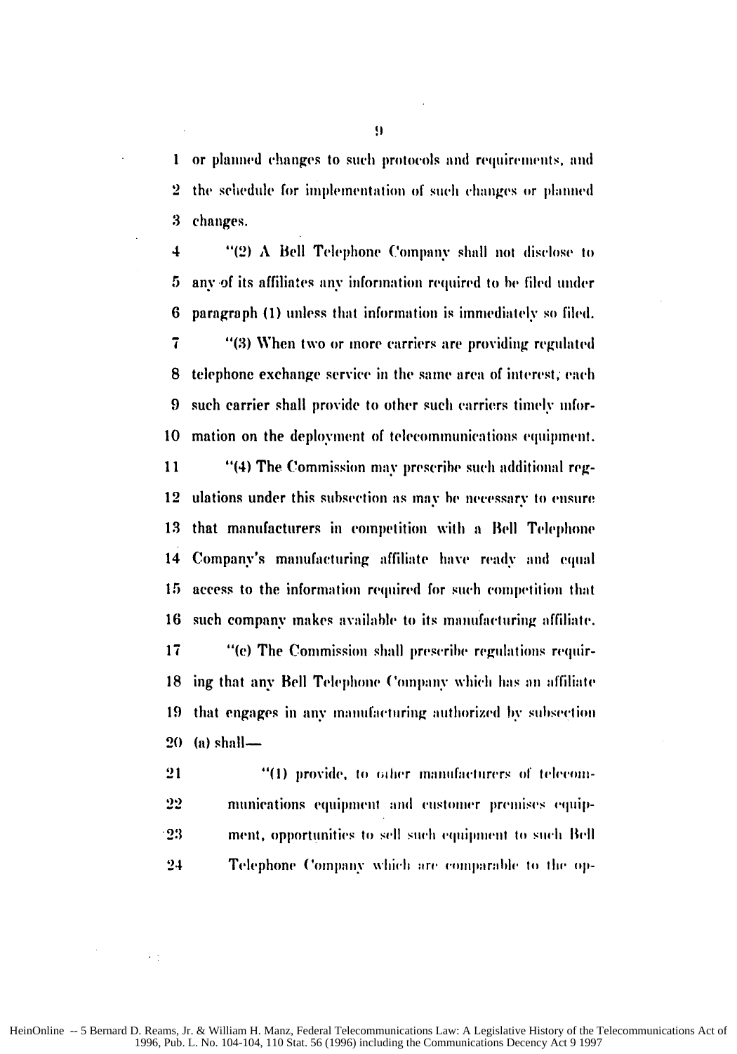or planned changes to such protocols and requirements, and the schedule for implementation of such changes or planned changes.

"(2) A Bell Telephone Company shall not disclose to any of its affiliates any information required to be filed under paragraph (1) unless that information is immediately so filed.

"(3) When two or more carriers are providing regulated telephone exchange service in the same area of interest, each such carrier shall provide to other such carriers timely information on the deployment of telecommunications equipment.

"(4) The Commission may prescribe such additional regulations under this subsection as may be necessary to ensure that manufacturers in competition with a Bell Telephone Company's manufacturing affiliate have ready and equal access to the information required for such competition that such company makes available to its manufacturing affiliate.

"(c) The Commission shall prescribe regulations requiring that any Bell Telephone Company which has an affiliate that engages in any manufacturing authorized by subsection (a) shall—

"(1) provide, to other manufacturers of telecommunications equipment and customer premises equipment, opportunities to sell such equipment to such Bell Telephone Company which are comparable to the op-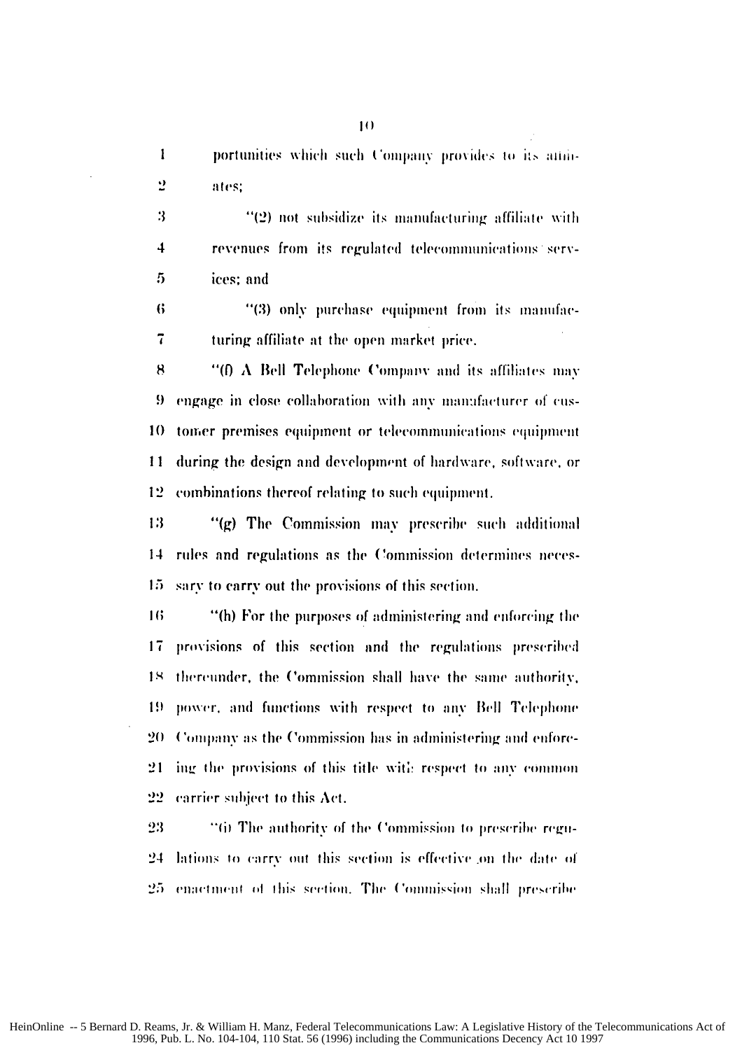portunities which such Company provides to its affiliates;

"(2) not subsidize its manufacturing affiliate with revenues from its regulated telecommunications services; and

"(3) only purchase equipment from its manufacturing affiliate at the open market price.

"(f) A Bell Telephone Company and its affiliates may engage in close collaboration with any manufacturer of customer premises equipment or telecommunications equipment during the design and development of hardware, software, or combinations thereof relating to such equipment.

"(g) The Commission may prescribe such additional rules and regulations as the Commission determines necessary to carry out the provisions of this section.

"(h) For the purposes of administering and enforcing the provisions of this section and the regulations prescribed thereunder, the Commission shall have the same authority, power, and functions with respect to any Bell Telephone Company as the Commission has in administering and enforcing the provisions of this title with respect to any common carrier subject to this Act.

"(i) The authority of the Commission to prescribe regulations to carry out this section is effective on the date of enactment of this section. The Commission shall prescribe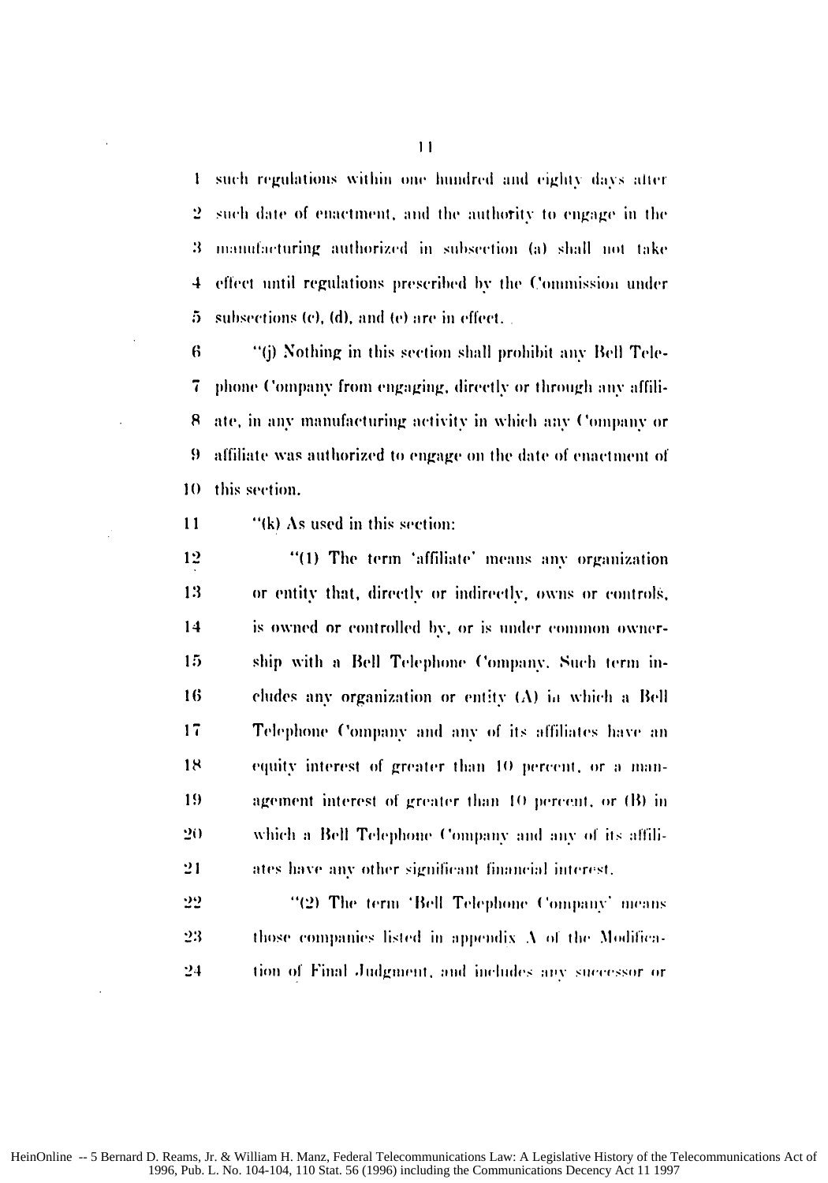such regulations within one hundred and eighty days after such date of enactment, and the authority to engage in the manufacturing authorized in subsection (a) shall not take effect until regulations prescribed by the Commission under subsections (c), (d), and (e) are in effect.

"(j) Nothing in this section shall prohibit any Bell Telephone Company from engaging, directly or through any affiliate, in any manufacturing activity in which any Company or affiliate was authorized to engage on the date of enactment of this section.

"(k) As used in this section:

"(1) The term 'affiliate' means any organization or entity that, directly or indirectly, owns or controls, is owned or controlled by, or is under common ownership with a Bell Telephone Company. Such term includes any organization or entity (A) in which a Bell Telephone Company and any of its affiliates have an equity interest of greater than 10 percent, or a management interest of greater than 10 percent, or (B) in which a Bell Telephone Company and any of its affiliates have any other significant financial interest.

"(2) The term 'Bell Telephone Company' means those companies listed in appendix A of the Modification of Final Judgment, and includes any successor or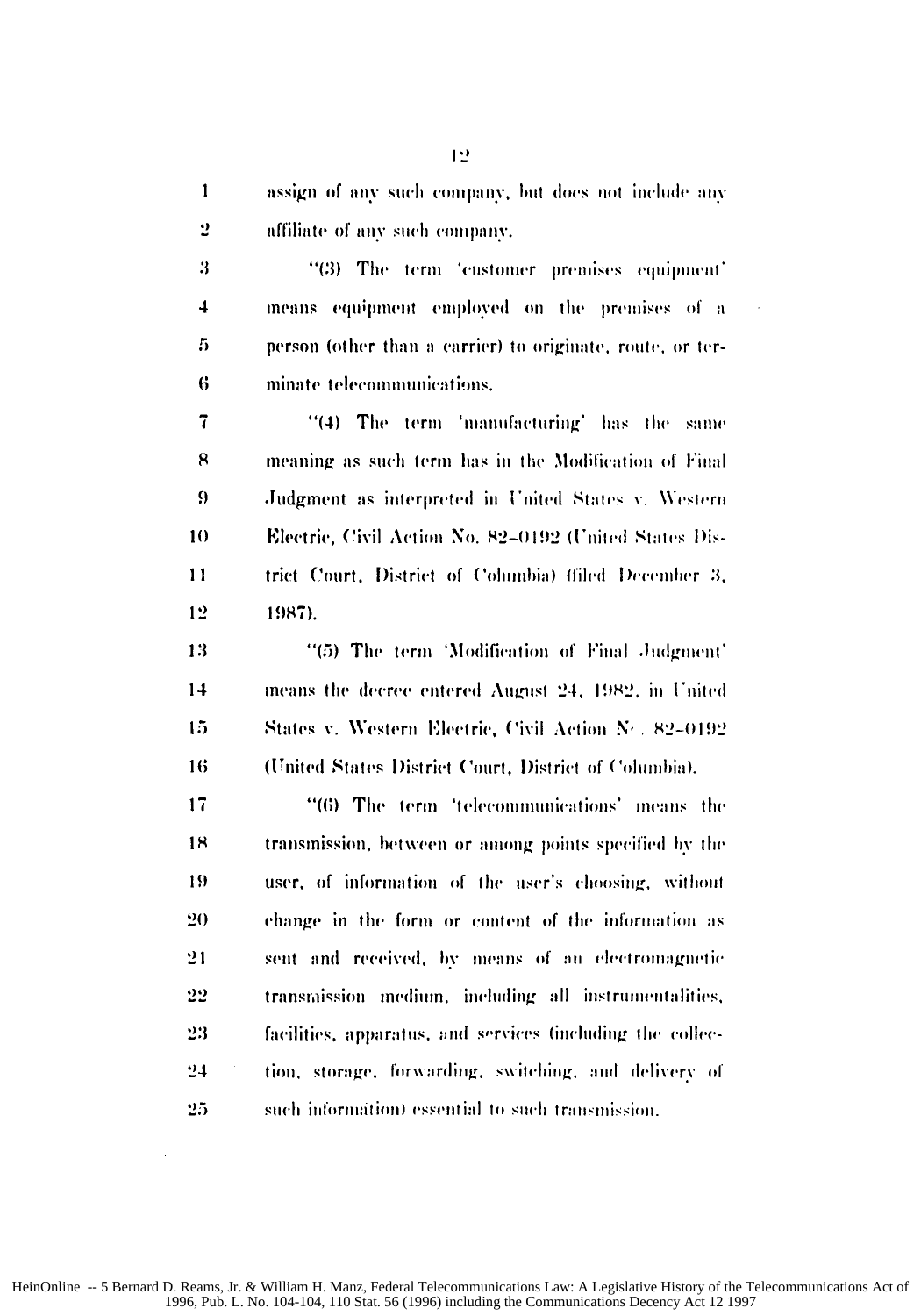assign of any such company, but does not include any affiliate of any such company.

"(3) The term 'customer premises equipment' means equipment employed on the premises of a person (other than a carrier) to originate, route, or terminate telecommunications.

"(4) The term 'manufacturing' has the same meaning as such term has in the Modification of Final Judgment as interpreted in United States v. Western Electric, Civil Action No. 82-0192 (United States District Court, District of Columbia) (filed December 3, 1987).

"(5) The term 'Modification of Final Judgment' means the decree entered August 24, 1982, in United States v. Western Electric, Civil Action No. 82-0192 (United States District Court, District of Columbia).

"(6) The term 'telecommunications' means the transmission, between or among points specified by the user, of information of the user's choosing, without change in the form or content of the information as sent and received, by means of an electromagnetic transmission medium, including all instrumentalities, facilities, apparatus, and services (including the collection, storage, forwarding, switching, and delivery of such information) essential to such transmission.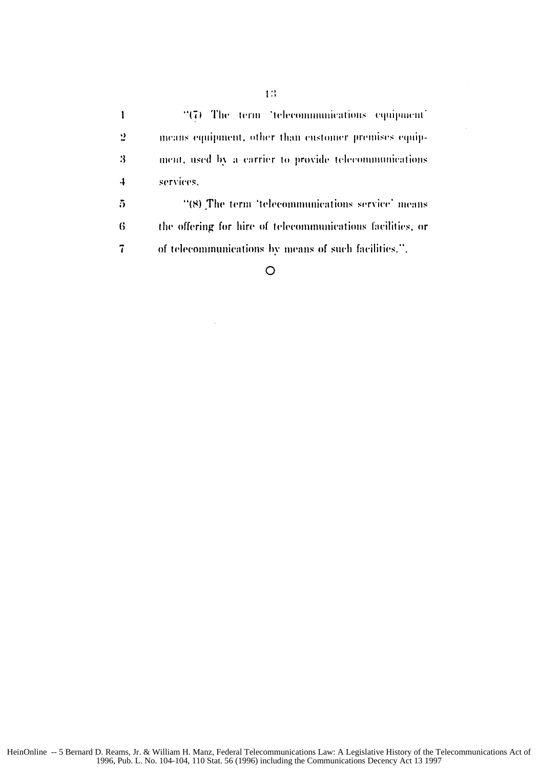"(7) The term 'telecommunications equipment' means equipment, other than customer premises equipment, used by a carrier to provide telecommunications services.

"(8) The term 'telecommunications service' means the offering for hire of telecommunications facilities, or of telecommunications by means of such facilities.".

○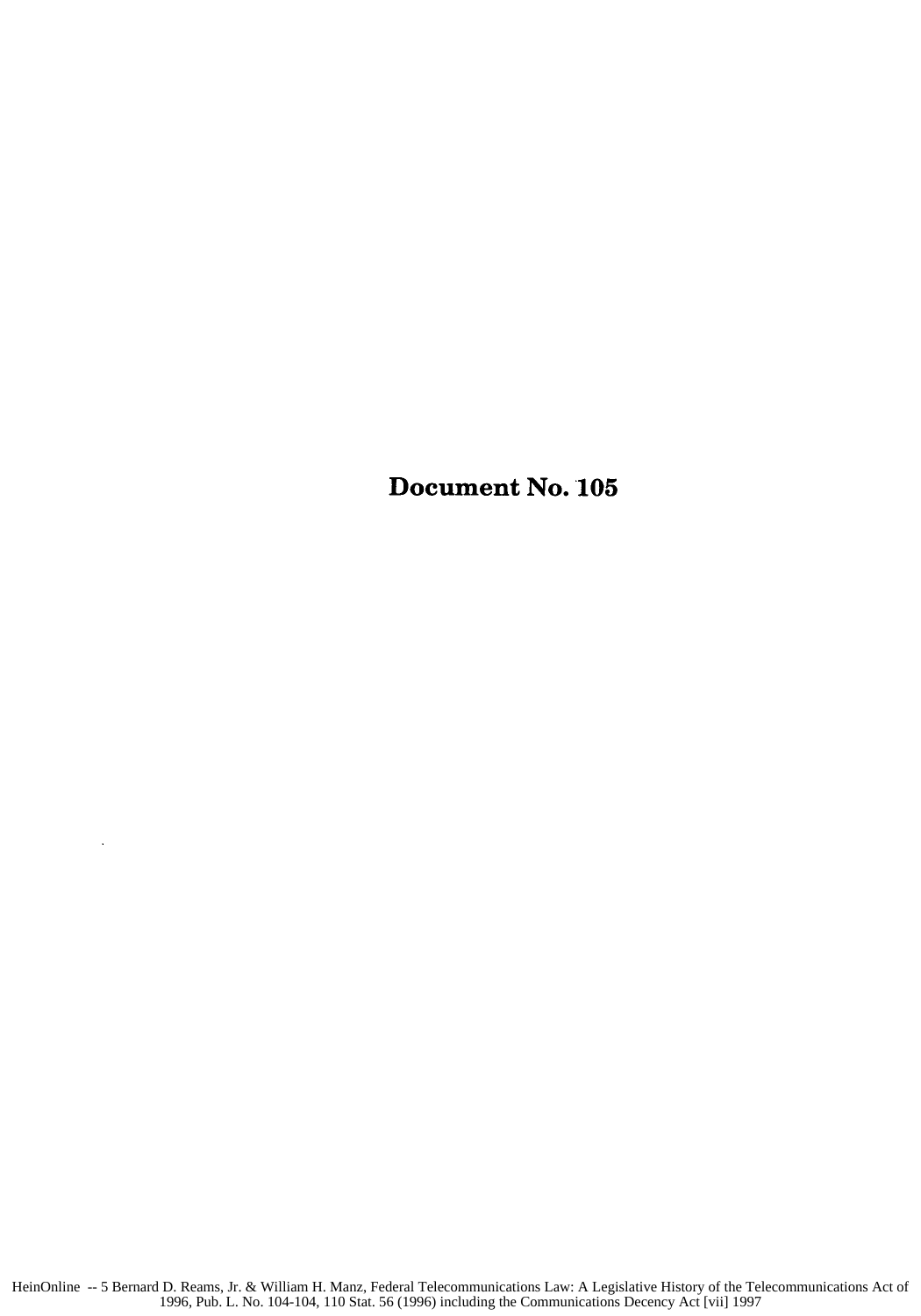# Document No. 105